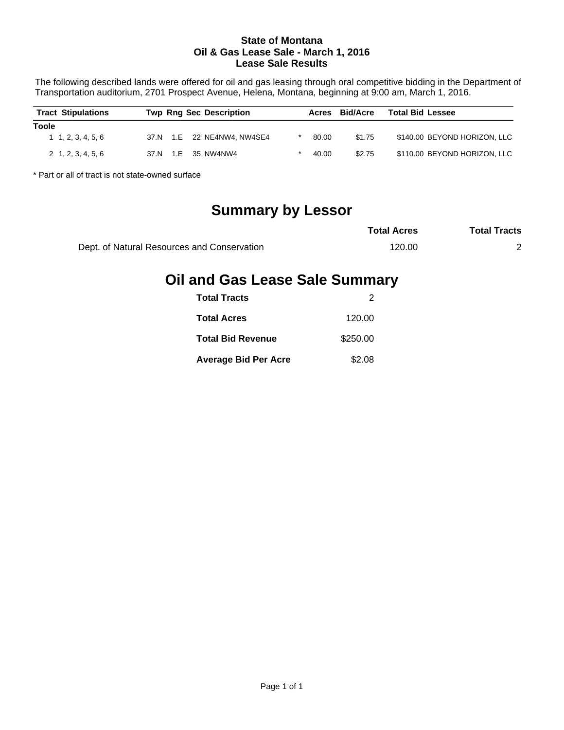**State of Montana**
**Oil & Gas Lease Sale - March 1, 2016**
**Lease Sale Results**

The following described lands were offered for oil and gas leasing through oral competitive bidding in the Department of Transportation auditorium, 2701 Prospect Avenue, Helena, Montana, beginning at 9:00 am, March 1, 2016.

| Tract | Stipulations | Twp | Rng | Sec | Description | | Acres | Bid/Acre | Total Bid | Lessee |
|---|---|---|---|---|---|---|---|---|---|---|
| **Toole** | | | | | | | | | | |
| 1 | 1, 2, 3, 4, 5, 6 | 37.N | 1.E | 22 | NE4NW4, NW4SE4 | * | 80.00 | $1.75 | $140.00 | BEYOND HORIZON, LLC |
| 2 | 1, 2, 3, 4, 5, 6 | 37.N | 1.E | 35 | NW4NW4 | * | 40.00 | $2.75 | $110.00 | BEYOND HORIZON, LLC |

* Part or all of tract is not state-owned surface

## Summary by Lessor

| | Total Acres | Total Tracts |
|---|---|---|
| Dept. of Natural Resources and Conservation | 120.00 | 2 |

## Oil and Gas Lease Sale Summary

| | |
|---|---|
| **Total Tracts** | 2 |
| **Total Acres** | 120.00 |
| **Total Bid Revenue** | $250.00 |
| **Average Bid Per Acre** | $2.08 |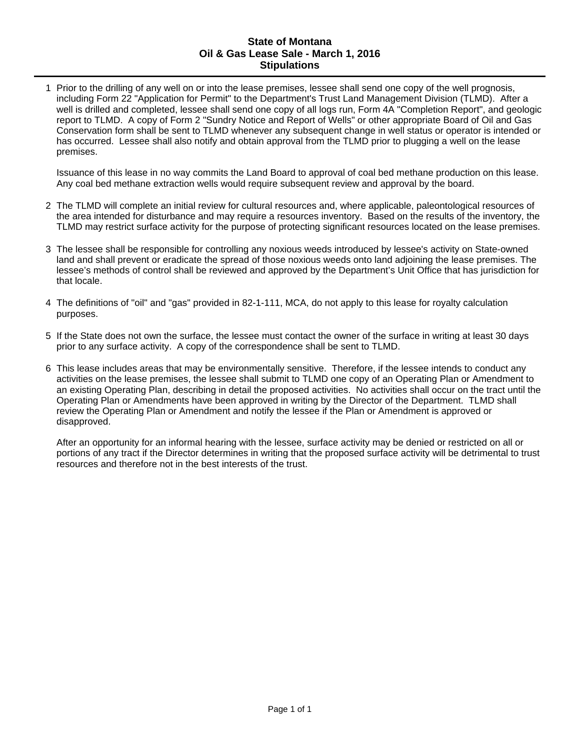# State of Montana
## Oil & Gas Lease Sale - March 1, 2016
## Stipulations

1. Prior to the drilling of any well on or into the lease premises, lessee shall send one copy of the well prognosis, including Form 22 "Application for Permit" to the Department's Trust Land Management Division (TLMD). After a well is drilled and completed, lessee shall send one copy of all logs run, Form 4A "Completion Report", and geologic report to TLMD. A copy of Form 2 "Sundry Notice and Report of Wells" or other appropriate Board of Oil and Gas Conservation form shall be sent to TLMD whenever any subsequent change in well status or operator is intended or has occurred. Lessee shall also notify and obtain approval from the TLMD prior to plugging a well on the lease premises.

   Issuance of this lease in no way commits the Land Board to approval of coal bed methane production on this lease. Any coal bed methane extraction wells would require subsequent review and approval by the board.

2. The TLMD will complete an initial review for cultural resources and, where applicable, paleontological resources of the area intended for disturbance and may require a resources inventory. Based on the results of the inventory, the TLMD may restrict surface activity for the purpose of protecting significant resources located on the lease premises.

3. The lessee shall be responsible for controlling any noxious weeds introduced by lessee's activity on State-owned land and shall prevent or eradicate the spread of those noxious weeds onto land adjoining the lease premises. The lessee's methods of control shall be reviewed and approved by the Department's Unit Office that has jurisdiction for that locale.

4. The definitions of "oil" and "gas" provided in 82-1-111, MCA, do not apply to this lease for royalty calculation purposes.

5. If the State does not own the surface, the lessee must contact the owner of the surface in writing at least 30 days prior to any surface activity. A copy of the correspondence shall be sent to TLMD.

6. This lease includes areas that may be environmentally sensitive. Therefore, if the lessee intends to conduct any activities on the lease premises, the lessee shall submit to TLMD one copy of an Operating Plan or Amendment to an existing Operating Plan, describing in detail the proposed activities. No activities shall occur on the tract until the Operating Plan or Amendments have been approved in writing by the Director of the Department. TLMD shall review the Operating Plan or Amendment and notify the lessee if the Plan or Amendment is approved or disapproved.

   After an opportunity for an informal hearing with the lessee, surface activity may be denied or restricted on all or portions of any tract if the Director determines in writing that the proposed surface activity will be detrimental to trust resources and therefore not in the best interests of the trust.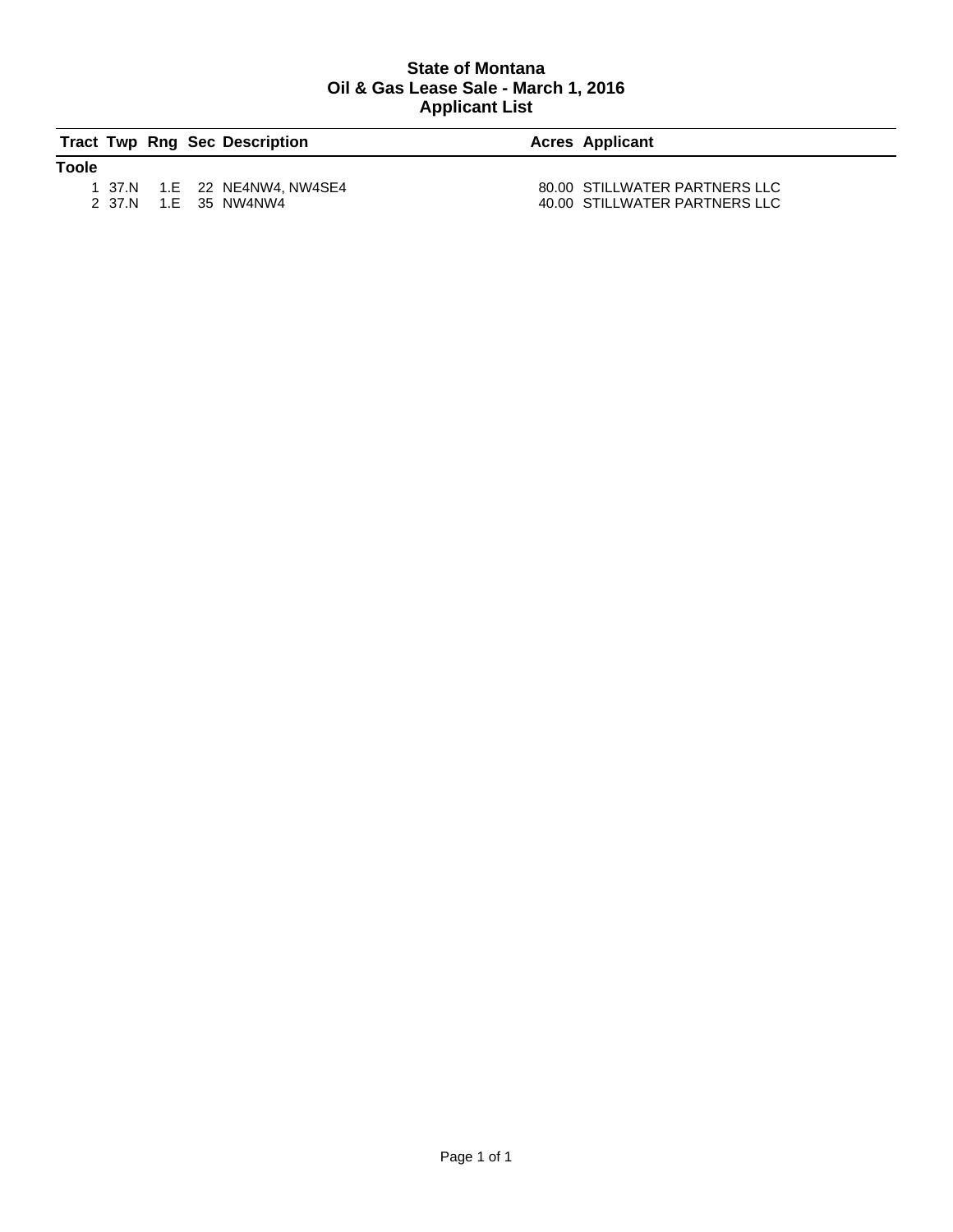# State of Montana
# Oil & Gas Lease Sale - March 1, 2016
# Applicant List

| Tract | Twp | Rng | Sec | Description | Acres | Applicant |
|---|---|---|---|---|---|---|
| **Toole** | | | | | | |
| 1 | 37.N | 1.E | 22 | NE4NW4, NW4SE4 | 80.00 | STILLWATER PARTNERS LLC |
| 2 | 37.N | 1.E | 35 | NW4NW4 | 40.00 | STILLWATER PARTNERS LLC |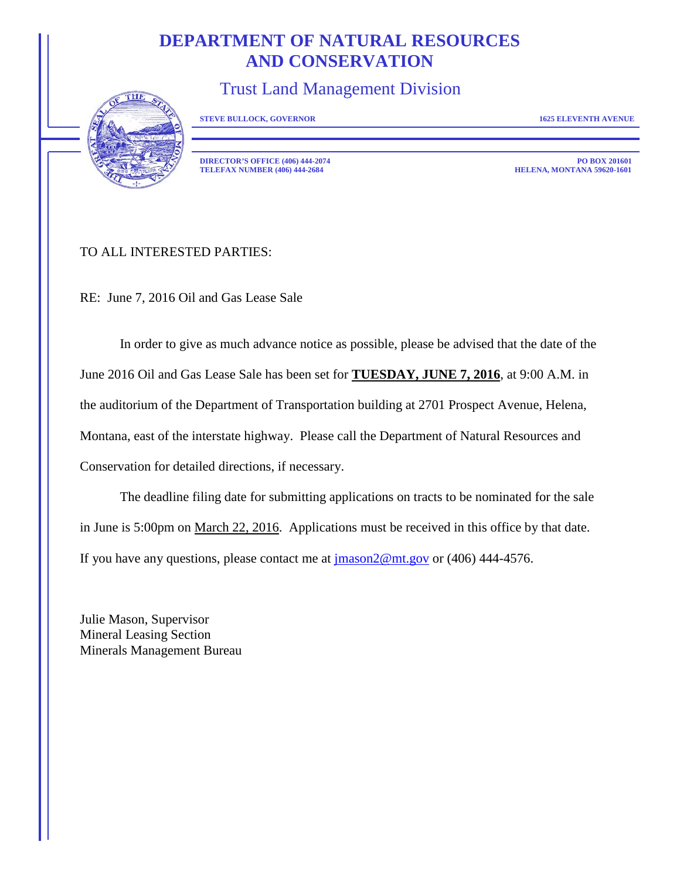# DEPARTMENT OF NATURAL RESOURCES AND CONSERVATION

## Trust Land Management Division

**STEVE BULLOCK, GOVERNOR** **1625 ELEVENTH AVENUE**

**DIRECTOR'S OFFICE (406) 444-2074**
**TELEFAX NUMBER (406) 444-2684**

**PO BOX 201601**
**HELENA, MONTANA 59620-1601**

TO ALL INTERESTED PARTIES:

RE: June 7, 2016 Oil and Gas Lease Sale

In order to give as much advance notice as possible, please be advised that the date of the June 2016 Oil and Gas Lease Sale has been set for **TUESDAY, JUNE 7, 2016**, at 9:00 A.M. in the auditorium of the Department of Transportation building at 2701 Prospect Avenue, Helena, Montana, east of the interstate highway. Please call the Department of Natural Resources and Conservation for detailed directions, if necessary.

The deadline filing date for submitting applications on tracts to be nominated for the sale in June is 5:00pm on March 22, 2016. Applications must be received in this office by that date. If you have any questions, please contact me at jmason2@mt.gov or (406) 444-4576.

Julie Mason, Supervisor
Mineral Leasing Section
Minerals Management Bureau